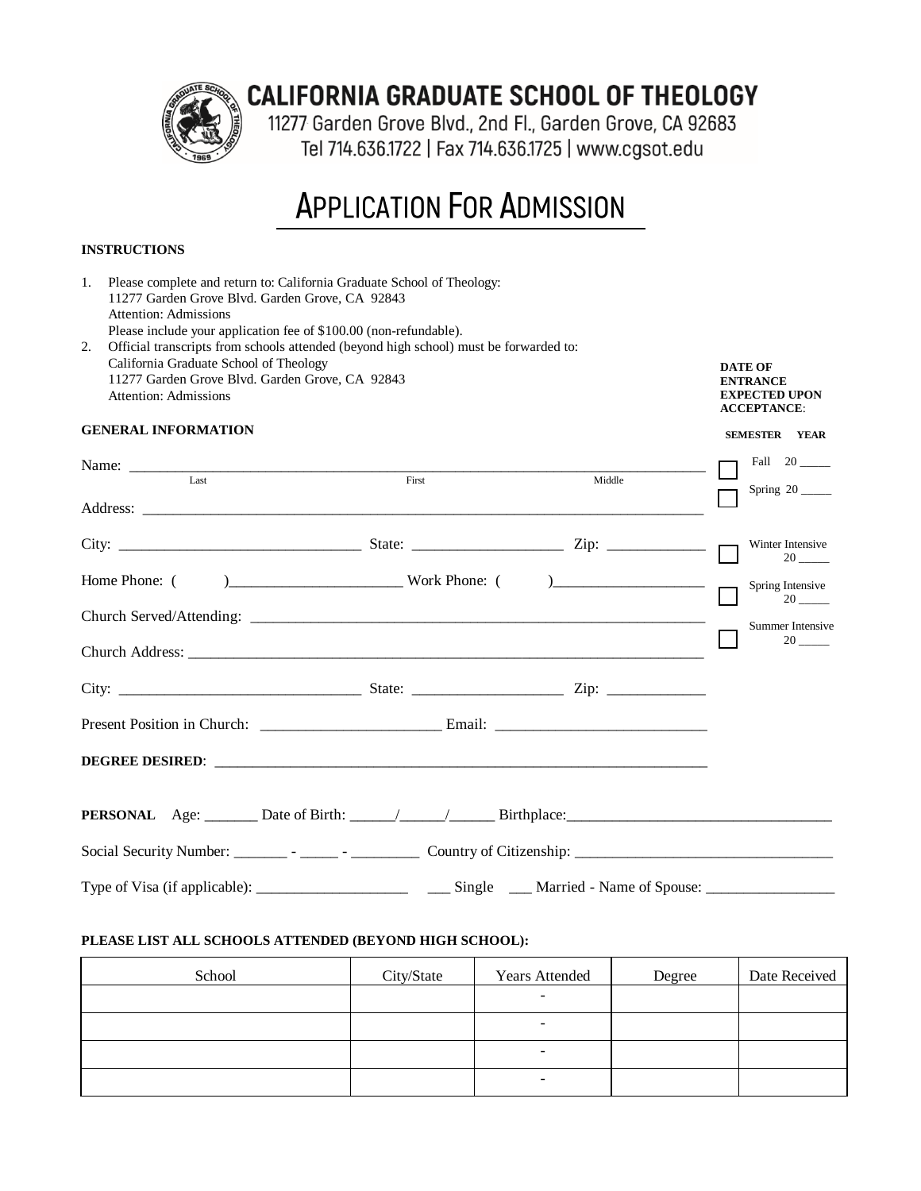# CALIFORNIA GRADUATE SCHOOL OF THEOLOGY

11277 Garden Grove Blvd., 2nd Fl., Garden Grove, CA 92683
Tel 714.636.1722 | Fax 714.636.1725 | www.cgsot.edu

## APPLICATION FOR ADMISSION

**INSTRUCTIONS**

1. Please complete and return to: California Graduate School of Theology:
   11277 Garden Grove Blvd. Garden Grove, CA 92843
   Attention: Admissions
   Please include your application fee of $100.00 (non-refundable).
2. Official transcripts from schools attended (beyond high school) must be forwarded to:
   California Graduate School of Theology
   11277 Garden Grove Blvd. Garden Grove, CA 92843
   Attention: Admissions

**DATE OF ENTRANCE EXPECTED UPON ACCEPTANCE**:

**SEMESTER YEAR**

- ☐ Fall 20 _____
- ☐ Spring 20 _____
- ☐ Winter Intensive 20 _____
- ☐ Spring Intensive 20 _____
- ☐ Summer Intensive 20 _____

**GENERAL INFORMATION**

Name: ______________________________________________________________
(Last) (First) (Middle)

Address: ______________________________________________________________

City: ____________________ State: ____________________ Zip: _____________

Home Phone: ( )______________________ Work Phone: ( )____________________

Church Served/Attending: ______________________________________________

Church Address: ______________________________________________________

City: ____________________ State: ____________________ Zip: _____________

Present Position in Church: ______________________ Email: __________________________

**DEGREE DESIRED**: ______________________________________________________

**PERSONAL** Age: _______ Date of Birth: ______/______/______ Birthplace:__________________________________

Social Security Number: _______ - _____ - _________ Country of Citizenship: _________________________________

Type of Visa (if applicable): ____________________ ___ Single ___ Married - Name of Spouse: _________________

**PLEASE LIST ALL SCHOOLS ATTENDED (BEYOND HIGH SCHOOL):**

| School | City/State | Years Attended | Degree | Date Received |
|---|---|---|---|---|
| | | - | | |
| | | - | | |
| | | - | | |
| | | - | | |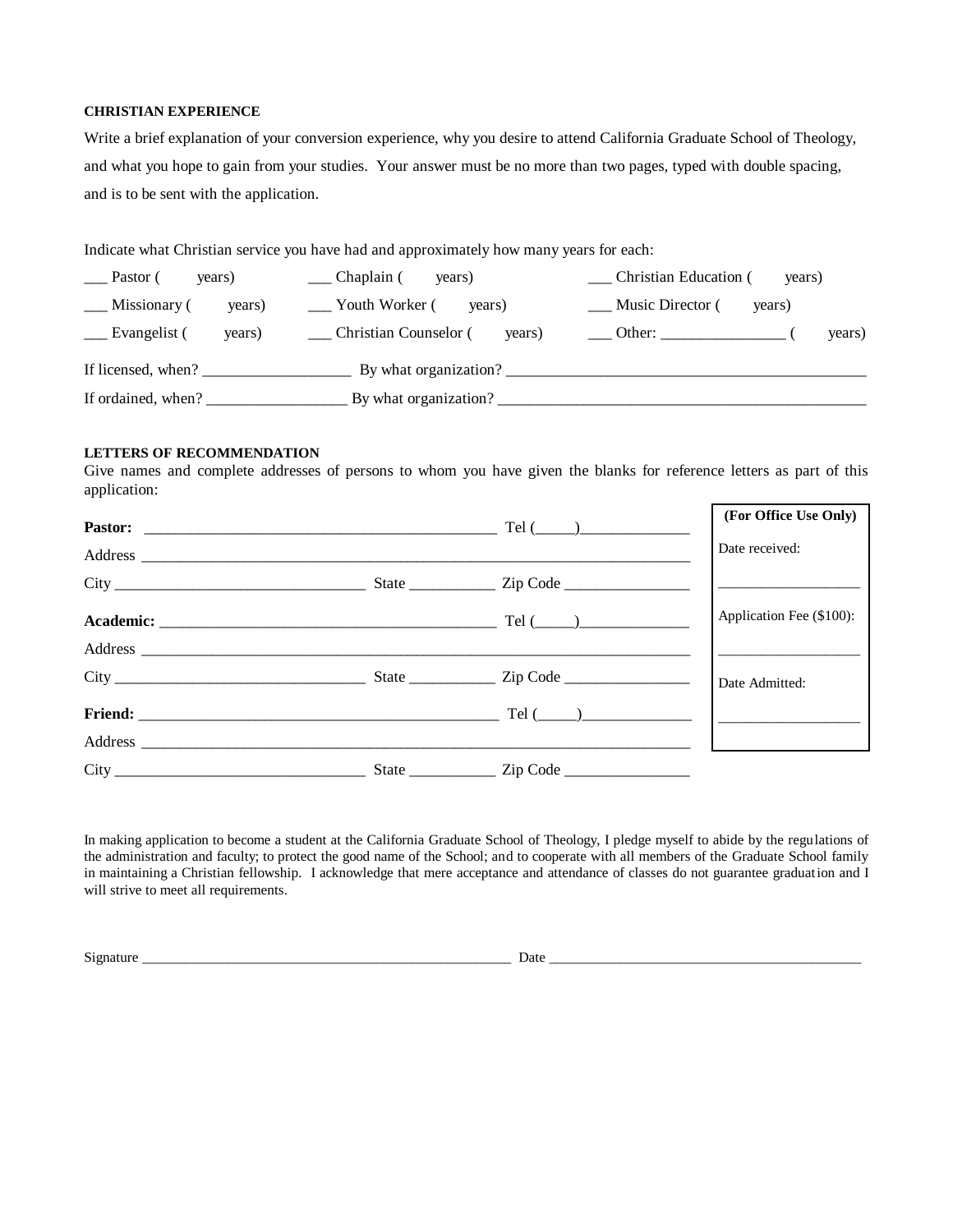**CHRISTIAN EXPERIENCE**

Write a brief explanation of your conversion experience, why you desire to attend California Graduate School of Theology, and what you hope to gain from your studies. Your answer must be no more than two pages, typed with double spacing, and is to be sent with the application.

Indicate what Christian service you have had and approximately how many years for each:

___ Pastor (    years)    ___ Chaplain (    years)    ___ Christian Education (    years)

___ Missionary (    years)    ___ Youth Worker (    years)    ___ Music Director (    years)

___ Evangelist (    years)    ___ Christian Counselor (    years)    ___ Other: ________________ (    years)

If licensed, when? __________________ By what organization? ______________________________________________

If ordained, when? _________________ By what organization? _______________________________________________

**LETTERS OF RECOMMENDATION**

Give names and complete addresses of persons to whom you have given the blanks for reference letters as part of this application:

**Pastor:** ____________________________________________ Tel (_____)______________

Address ___________________________________________________________________________

City ________________________________ State ___________ Zip Code ________________

**Academic:** __________________________________________ Tel (_____)______________

Address ___________________________________________________________________________

City ________________________________ State ___________ Zip Code ________________

**Friend:** ____________________________________________ Tel (_____)______________

Address ___________________________________________________________________________

City ________________________________ State ___________ Zip Code ________________

**(For Office Use Only)**

Date received:

___________________

Application Fee ($100):

___________________

Date Admitted:

___________________

In making application to become a student at the California Graduate School of Theology, I pledge myself to abide by the regulations of the administration and faculty; to protect the good name of the School; and to cooperate with all members of the Graduate School family in maintaining a Christian fellowship. I acknowledge that mere acceptance and attendance of classes do not guarantee graduation and I will strive to meet all requirements.

Signature ____________________________________________________ Date ____________________________________________